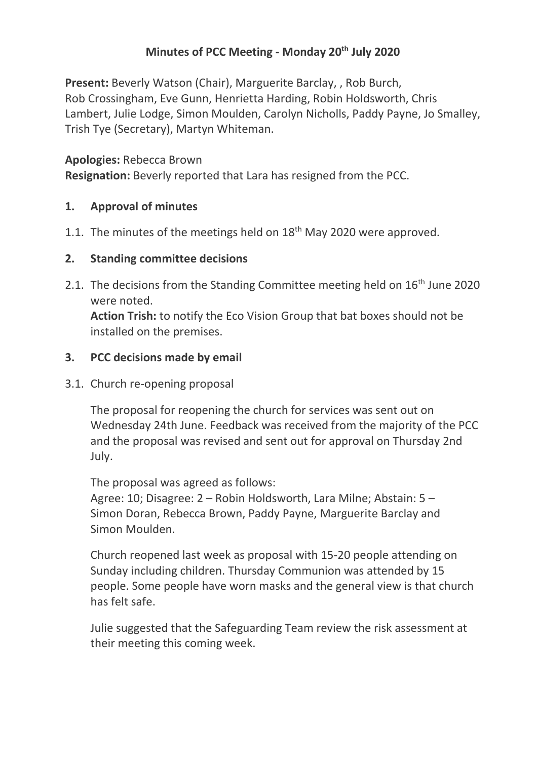# Minutes of PCC Meeting - Monday 20th July 2020

**Present:** Beverly Watson (Chair), Marguerite Barclay, , Rob Burch, Rob Crossingham, Eve Gunn, Henrietta Harding, Robin Holdsworth, Chris Lambert, Julie Lodge, Simon Moulden, Carolyn Nicholls, Paddy Payne, Jo Smalley, Trish Tye (Secretary), Martyn Whiteman.

**Apologies:** Rebecca Brown
**Resignation:** Beverly reported that Lara has resigned from the PCC.

## 1. Approval of minutes

1.1. The minutes of the meetings held on 18th May 2020 were approved.

## 2. Standing committee decisions

2.1. The decisions from the Standing Committee meeting held on 16th June 2020 were noted.
**Action Trish:** to notify the Eco Vision Group that bat boxes should not be installed on the premises.

## 3. PCC decisions made by email

3.1. Church re-opening proposal

The proposal for reopening the church for services was sent out on Wednesday 24th June. Feedback was received from the majority of the PCC and the proposal was revised and sent out for approval on Thursday 2nd July.

The proposal was agreed as follows:
Agree: 10; Disagree: 2 – Robin Holdsworth, Lara Milne; Abstain: 5 – Simon Doran, Rebecca Brown, Paddy Payne, Marguerite Barclay and Simon Moulden.

Church reopened last week as proposal with 15-20 people attending on Sunday including children. Thursday Communion was attended by 15 people. Some people have worn masks and the general view is that church has felt safe.

Julie suggested that the Safeguarding Team review the risk assessment at their meeting this coming week.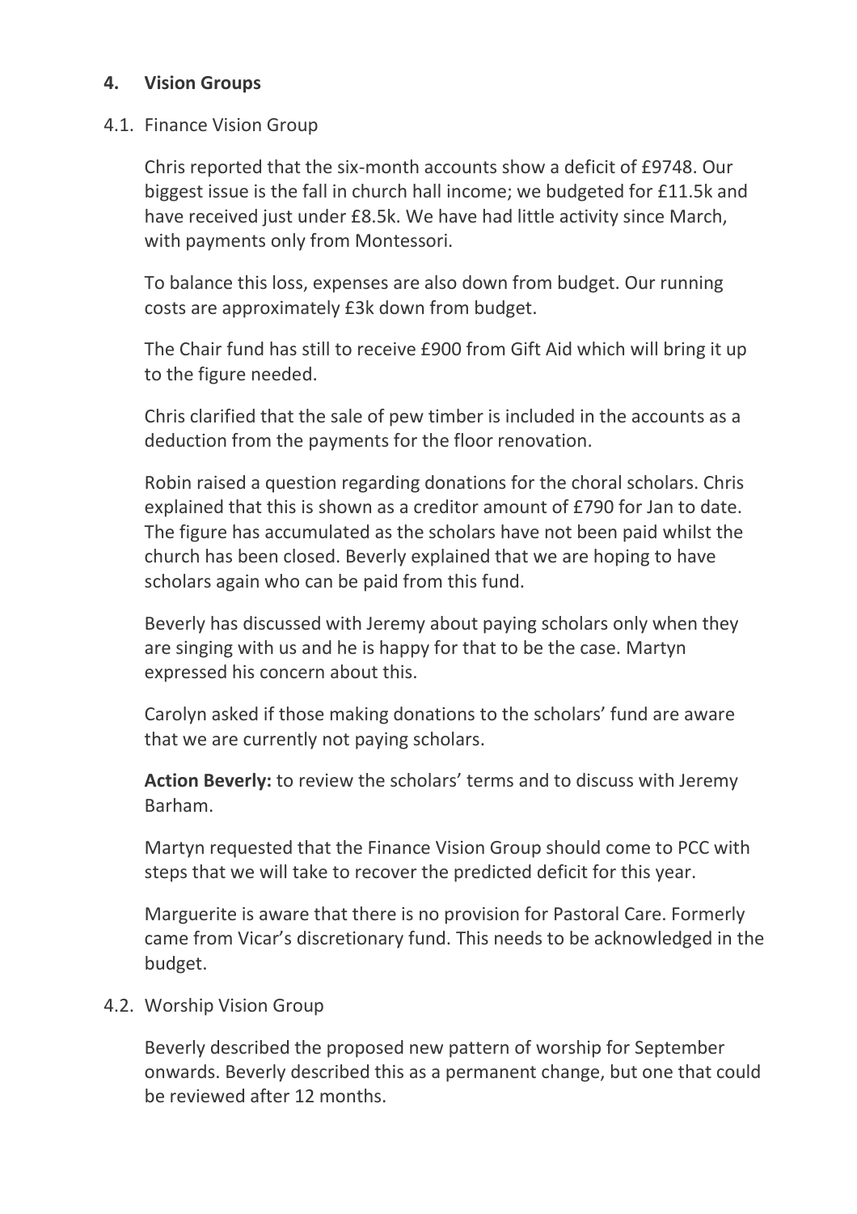## 4. Vision Groups

### 4.1. Finance Vision Group

Chris reported that the six-month accounts show a deficit of £9748. Our biggest issue is the fall in church hall income; we budgeted for £11.5k and have received just under £8.5k. We have had little activity since March, with payments only from Montessori.

To balance this loss, expenses are also down from budget. Our running costs are approximately £3k down from budget.

The Chair fund has still to receive £900 from Gift Aid which will bring it up to the figure needed.

Chris clarified that the sale of pew timber is included in the accounts as a deduction from the payments for the floor renovation.

Robin raised a question regarding donations for the choral scholars. Chris explained that this is shown as a creditor amount of £790 for Jan to date. The figure has accumulated as the scholars have not been paid whilst the church has been closed. Beverly explained that we are hoping to have scholars again who can be paid from this fund.

Beverly has discussed with Jeremy about paying scholars only when they are singing with us and he is happy for that to be the case. Martyn expressed his concern about this.

Carolyn asked if those making donations to the scholars' fund are aware that we are currently not paying scholars.

**Action Beverly:** to review the scholars' terms and to discuss with Jeremy Barham.

Martyn requested that the Finance Vision Group should come to PCC with steps that we will take to recover the predicted deficit for this year.

Marguerite is aware that there is no provision for Pastoral Care. Formerly came from Vicar's discretionary fund. This needs to be acknowledged in the budget.

### 4.2. Worship Vision Group

Beverly described the proposed new pattern of worship for September onwards. Beverly described this as a permanent change, but one that could be reviewed after 12 months.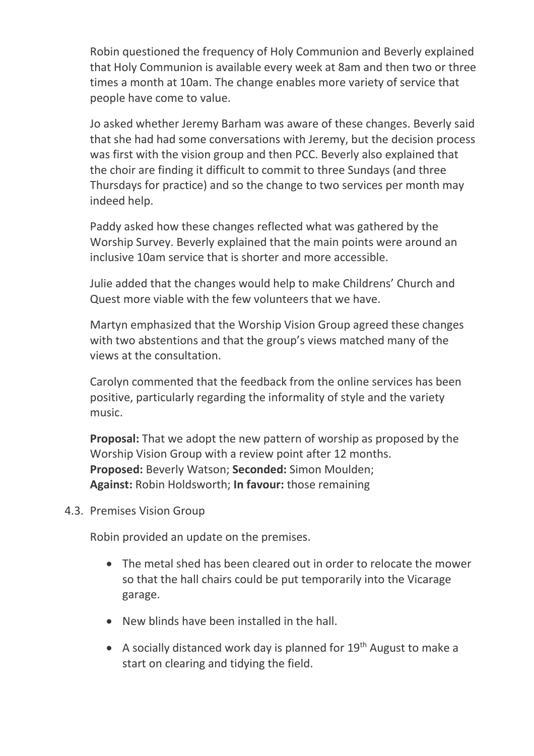Robin questioned the frequency of Holy Communion and Beverly explained that Holy Communion is available every week at 8am and then two or three times a month at 10am. The change enables more variety of service that people have come to value.

Jo asked whether Jeremy Barham was aware of these changes. Beverly said that she had had some conversations with Jeremy, but the decision process was first with the vision group and then PCC. Beverly also explained that the choir are finding it difficult to commit to three Sundays (and three Thursdays for practice) and so the change to two services per month may indeed help.

Paddy asked how these changes reflected what was gathered by the Worship Survey. Beverly explained that the main points were around an inclusive 10am service that is shorter and more accessible.

Julie added that the changes would help to make Childrens' Church and Quest more viable with the few volunteers that we have.

Martyn emphasized that the Worship Vision Group agreed these changes with two abstentions and that the group's views matched many of the views at the consultation.

Carolyn commented that the feedback from the online services has been positive, particularly regarding the informality of style and the variety music.

**Proposal:** That we adopt the new pattern of worship as proposed by the Worship Vision Group with a review point after 12 months.
**Proposed:** Beverly Watson; **Seconded:** Simon Moulden;
**Against:** Robin Holdsworth; **In favour:** those remaining

4.3. Premises Vision Group

Robin provided an update on the premises.

- The metal shed has been cleared out in order to relocate the mower so that the hall chairs could be put temporarily into the Vicarage garage.
- New blinds have been installed in the hall.
- A socially distanced work day is planned for 19th August to make a start on clearing and tidying the field.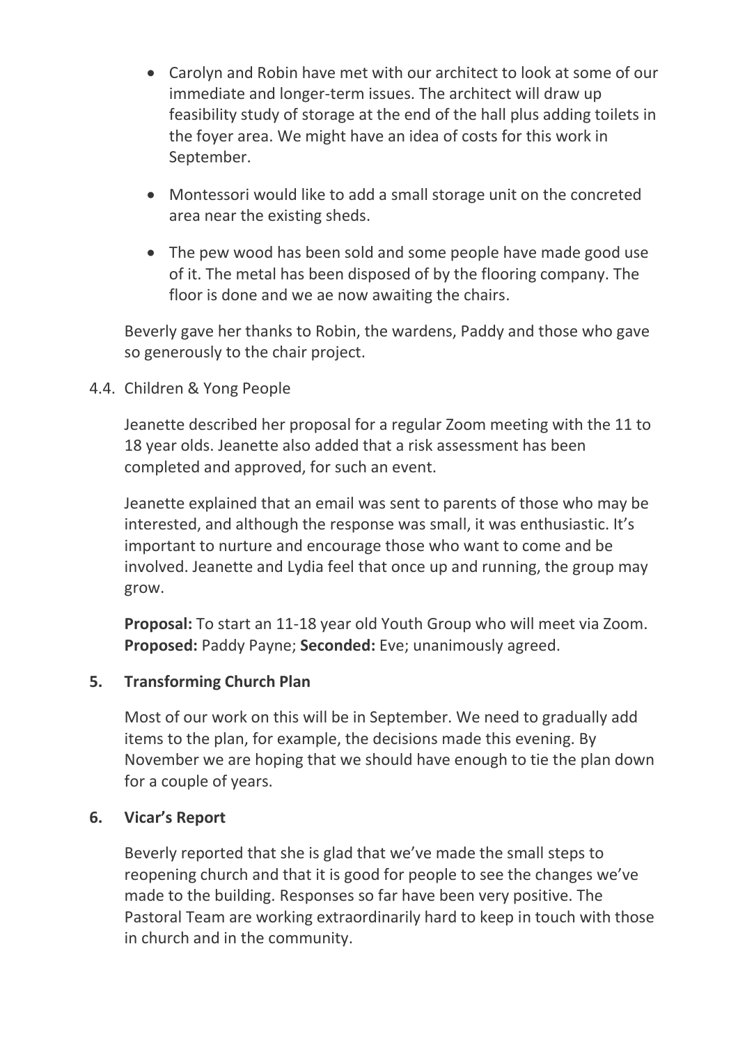- Carolyn and Robin have met with our architect to look at some of our immediate and longer-term issues. The architect will draw up feasibility study of storage at the end of the hall plus adding toilets in the foyer area. We might have an idea of costs for this work in September.
- Montessori would like to add a small storage unit on the concreted area near the existing sheds.
- The pew wood has been sold and some people have made good use of it. The metal has been disposed of by the flooring company. The floor is done and we ae now awaiting the chairs.

Beverly gave her thanks to Robin, the wardens, Paddy and those who gave so generously to the chair project.

4.4. Children & Yong People

Jeanette described her proposal for a regular Zoom meeting with the 11 to 18 year olds. Jeanette also added that a risk assessment has been completed and approved, for such an event.

Jeanette explained that an email was sent to parents of those who may be interested, and although the response was small, it was enthusiastic. It's important to nurture and encourage those who want to come and be involved. Jeanette and Lydia feel that once up and running, the group may grow.

**Proposal:** To start an 11-18 year old Youth Group who will meet via Zoom.
**Proposed:** Paddy Payne; **Seconded:** Eve; unanimously agreed.

## 5. Transforming Church Plan

Most of our work on this will be in September. We need to gradually add items to the plan, for example, the decisions made this evening. By November we are hoping that we should have enough to tie the plan down for a couple of years.

## 6. Vicar's Report

Beverly reported that she is glad that we've made the small steps to reopening church and that it is good for people to see the changes we've made to the building. Responses so far have been very positive. The Pastoral Team are working extraordinarily hard to keep in touch with those in church and in the community.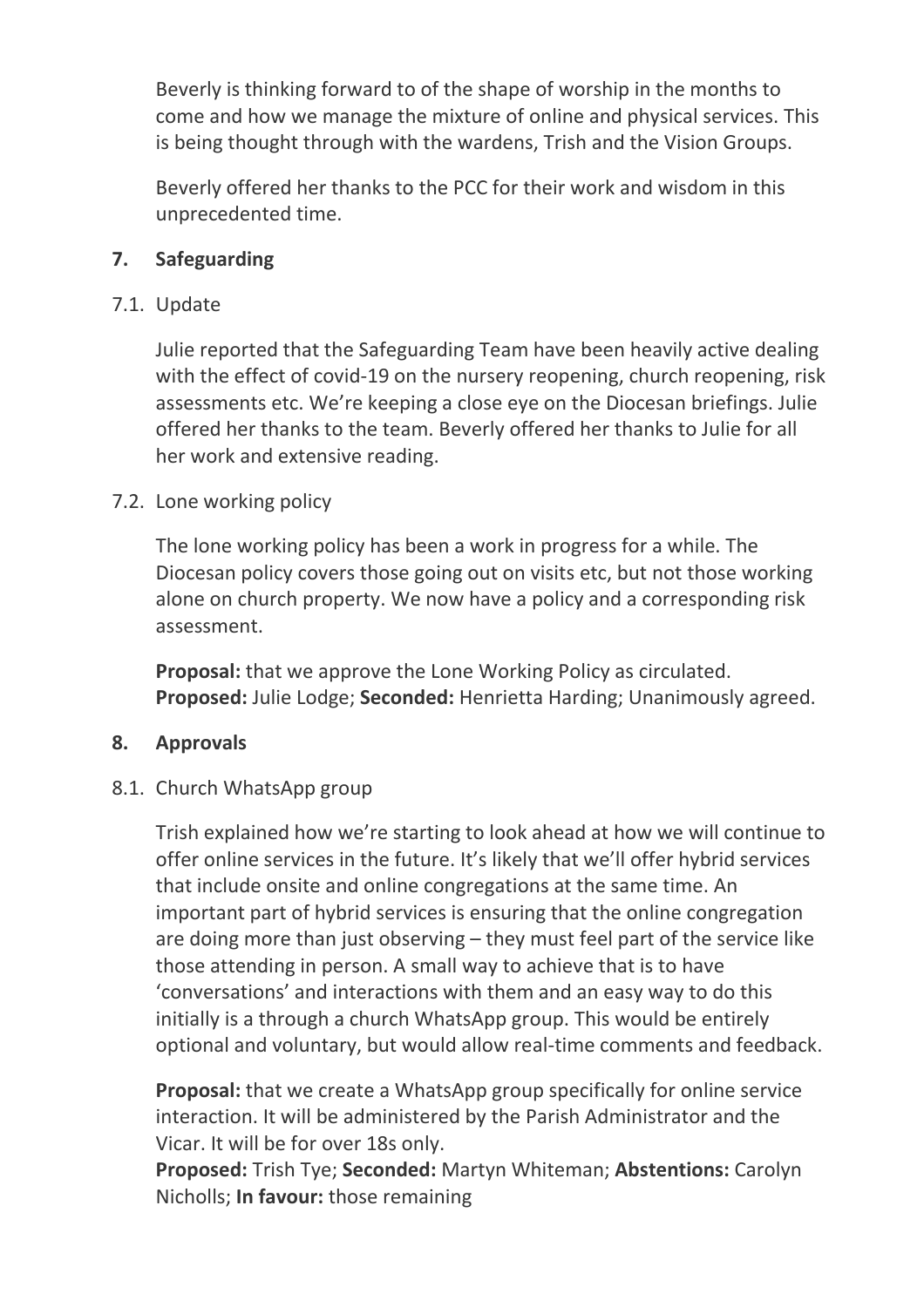Beverly is thinking forward to of the shape of worship in the months to come and how we manage the mixture of online and physical services. This is being thought through with the wardens, Trish and the Vision Groups.

Beverly offered her thanks to the PCC for their work and wisdom in this unprecedented time.

## 7. Safeguarding

### 7.1. Update

Julie reported that the Safeguarding Team have been heavily active dealing with the effect of covid-19 on the nursery reopening, church reopening, risk assessments etc. We're keeping a close eye on the Diocesan briefings. Julie offered her thanks to the team. Beverly offered her thanks to Julie for all her work and extensive reading.

### 7.2. Lone working policy

The lone working policy has been a work in progress for a while. The Diocesan policy covers those going out on visits etc, but not those working alone on church property. We now have a policy and a corresponding risk assessment.

**Proposal:** that we approve the Lone Working Policy as circulated.
**Proposed:** Julie Lodge; **Seconded:** Henrietta Harding; Unanimously agreed.

## 8. Approvals

### 8.1. Church WhatsApp group

Trish explained how we're starting to look ahead at how we will continue to offer online services in the future. It's likely that we'll offer hybrid services that include onsite and online congregations at the same time. An important part of hybrid services is ensuring that the online congregation are doing more than just observing – they must feel part of the service like those attending in person. A small way to achieve that is to have 'conversations' and interactions with them and an easy way to do this initially is a through a church WhatsApp group. This would be entirely optional and voluntary, but would allow real-time comments and feedback.

**Proposal:** that we create a WhatsApp group specifically for online service interaction. It will be administered by the Parish Administrator and the Vicar. It will be for over 18s only.
**Proposed:** Trish Tye; **Seconded:** Martyn Whiteman; **Abstentions:** Carolyn Nicholls; **In favour:** those remaining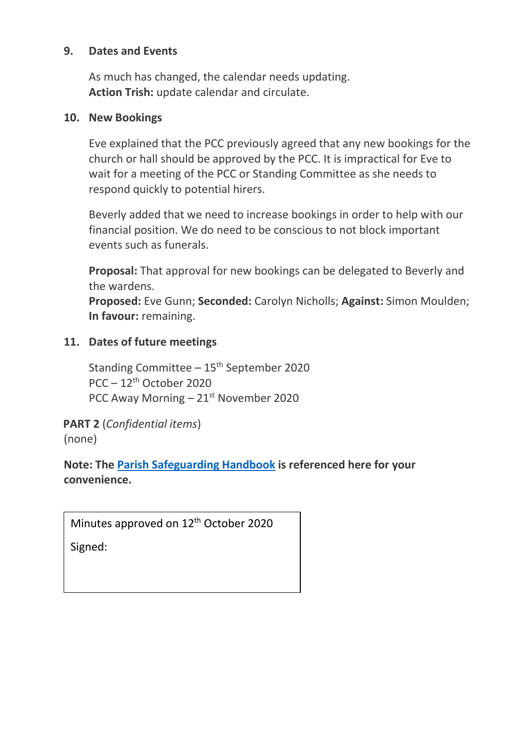## 9. Dates and Events

As much has changed, the calendar needs updating.
**Action Trish:** update calendar and circulate.

## 10. New Bookings

Eve explained that the PCC previously agreed that any new bookings for the church or hall should be approved by the PCC. It is impractical for Eve to wait for a meeting of the PCC or Standing Committee as she needs to respond quickly to potential hirers.

Beverly added that we need to increase bookings in order to help with our financial position. We do need to be conscious to not block important events such as funerals.

**Proposal:** That approval for new bookings can be delegated to Beverly and the wardens.
**Proposed:** Eve Gunn; **Seconded:** Carolyn Nicholls; **Against:** Simon Moulden; **In favour:** remaining.

## 11. Dates of future meetings

Standing Committee – 15th September 2020
PCC – 12th October 2020
PCC Away Morning – 21st November 2020

**PART 2** (*Confidential items*)
(none)

**Note: The Parish Safeguarding Handbook is referenced here for your convenience.**

| |
|---|
| Minutes approved on 12th October 2020 |
| Signed: |